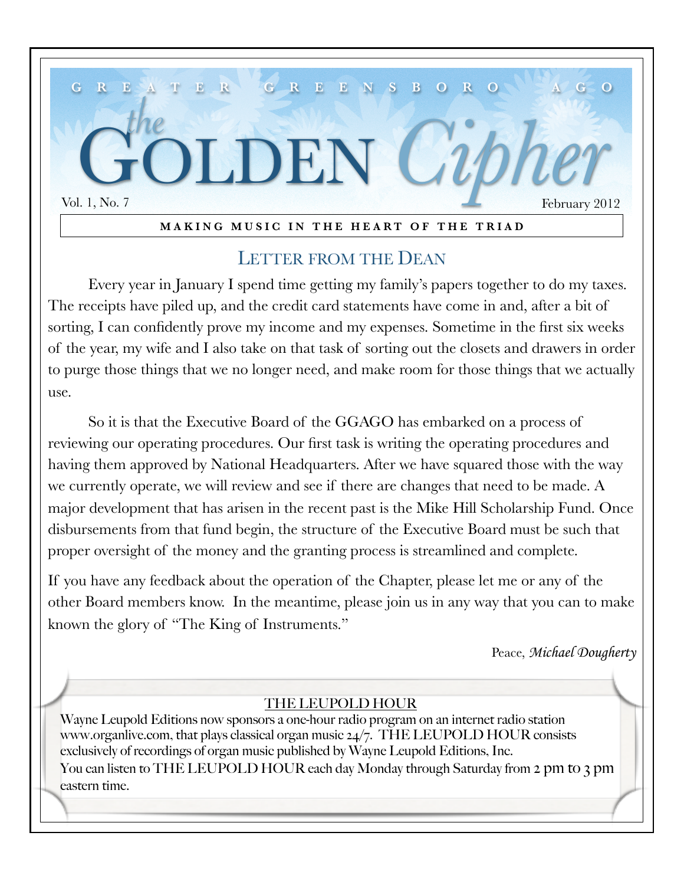GREATER GREENSBORO AGO

# the GOLDEN Cipher

Vol. 1, No. 7 February 2012

**MAKING MUSIC IN THE HEART OF THE TRIAD**

## Letter from the Dean

Every year in January I spend time getting my family's papers together to do my taxes. The receipts have piled up, and the credit card statements have come in and, after a bit of sorting, I can confidently prove my income and my expenses. Sometime in the first six weeks of the year, my wife and I also take on that task of sorting out the closets and drawers in order to purge those things that we no longer need, and make room for those things that we actually use.

So it is that the Executive Board of the GGAGO has embarked on a process of reviewing our operating procedures. Our first task is writing the operating procedures and having them approved by National Headquarters. After we have squared those with the way we currently operate, we will review and see if there are changes that need to be made. A major development that has arisen in the recent past is the Mike Hill Scholarship Fund. Once disbursements from that fund begin, the structure of the Executive Board must be such that proper oversight of the money and the granting process is streamlined and complete.

If you have any feedback about the operation of the Chapter, please let me or any of the other Board members know. In the meantime, please join us in any way that you can to make known the glory of "The King of Instruments."

Peace, *Michael Dougherty*

### THE LEUPOLD HOUR

Wayne Leupold Editions now sponsors a one-hour radio program on an internet radio station www.organlive.com, that plays classical organ music 24/7. THE LEUPOLD HOUR consists exclusively of recordings of organ music published by Wayne Leupold Editions, Inc.
You can listen to THE LEUPOLD HOUR each day Monday through Saturday from 2 pm to 3 pm eastern time.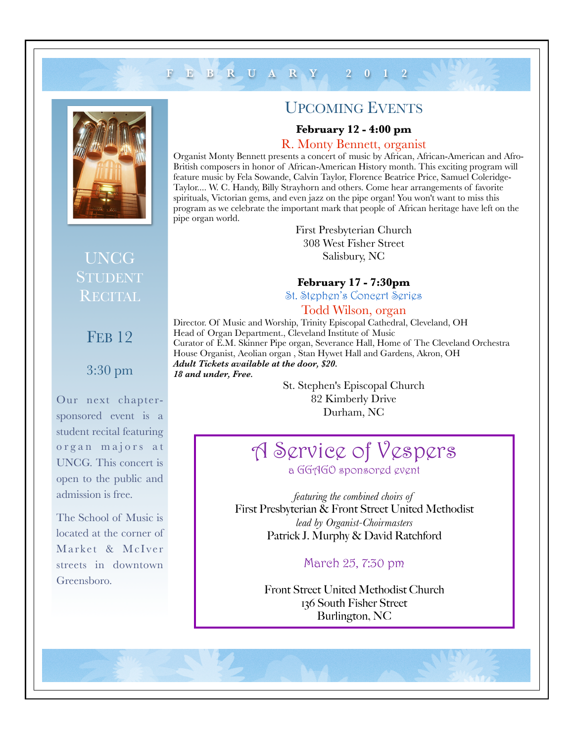# FEBRUARY 2012

## UNCG Student Recital

**Feb 12**

**3:30 pm**

Our next chapter-sponsored event is a student recital featuring organ majors at UNCG. This concert is open to the public and admission is free.

The School of Music is located at the corner of Market & McIver streets in downtown Greensboro.

## Upcoming Events

**February 12 - 4:00 pm**

### R. Monty Bennett, organist

Organist Monty Bennett presents a concert of music by African, African-American and Afro-British composers in honor of African-American History month. This exciting program will feature music by Fela Sowande, Calvin Taylor, Florence Beatrice Price, Samuel Coleridge-Taylor.... W. C. Handy, Billy Strayhorn and others. Come hear arrangements of favorite spirituals, Victorian gems, and even jazz on the pipe organ! You won't want to miss this program as we celebrate the important mark that people of African heritage have left on the pipe organ world.

First Presbyterian Church
308 West Fisher Street
Salisbury, NC

**February 17 - 7:30pm**

St. Stephen's Concert Series

### Todd Wilson, organ

Director. Of Music and Worship, Trinity Episcopal Cathedral, Cleveland, OH
Head of Organ Department., Cleveland Institute of Music
Curator of E.M. Skinner Pipe organ, Severance Hall, Home of The Cleveland Orchestra
House Organist, Aeolian organ , Stan Hywet Hall and Gardens, Akron, OH
***Adult Tickets available at the door, $20.***
***18 and under, Free.***

St. Stephen's Episcopal Church
82 Kimberly Drive
Durham, NC

## A Service of Vespers

a GGAGO sponsored event

*featuring the combined choirs of*
First Presbyterian & Front Street United Methodist
*lead by Organist-Choirmasters*
Patrick J. Murphy & David Ratchford

March 25, 7:30 pm

Front Street United Methodist Church
136 South Fisher Street
Burlington, NC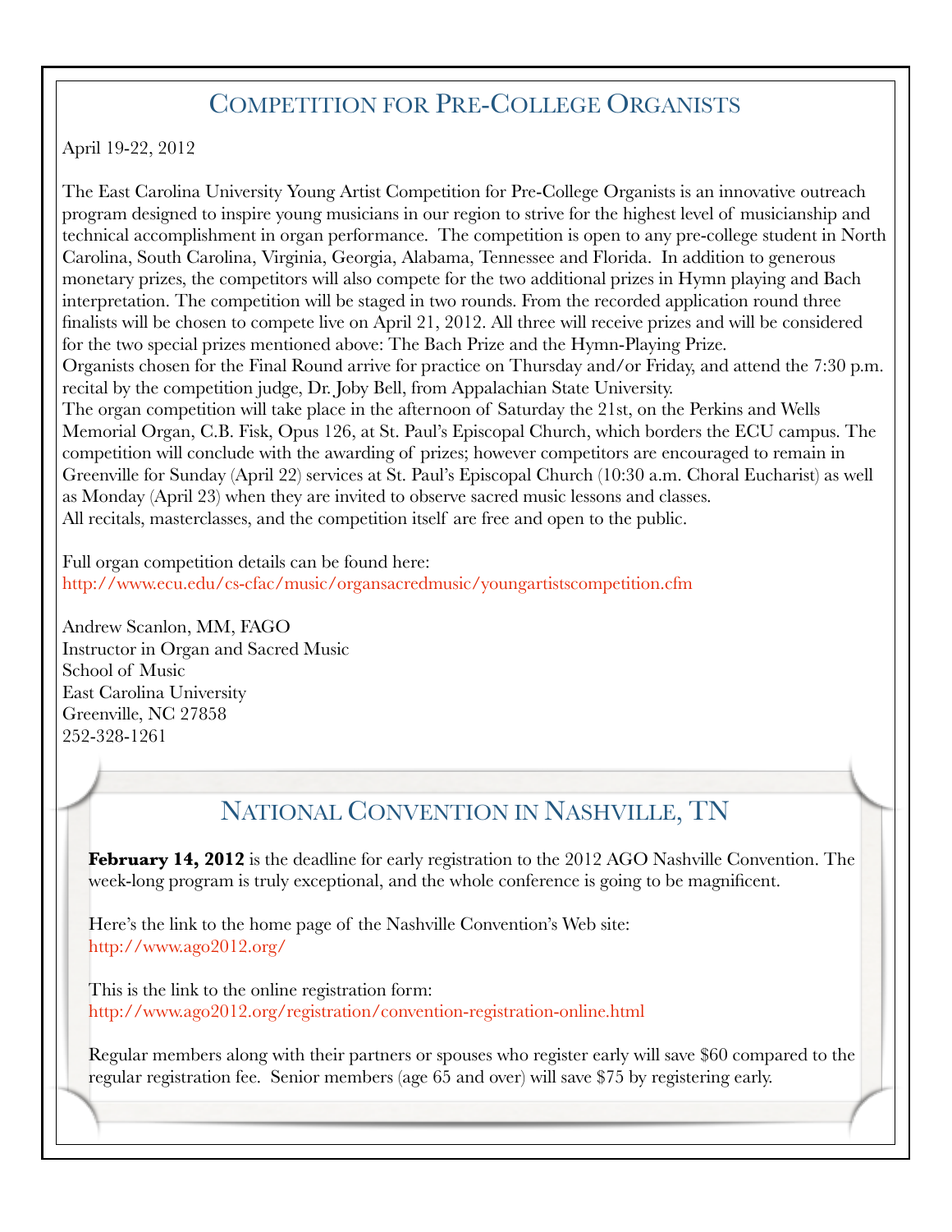## Competition for Pre-College Organists

April 19-22, 2012

The East Carolina University Young Artist Competition for Pre-College Organists is an innovative outreach program designed to inspire young musicians in our region to strive for the highest level of musicianship and technical accomplishment in organ performance. The competition is open to any pre-college student in North Carolina, South Carolina, Virginia, Georgia, Alabama, Tennessee and Florida. In addition to generous monetary prizes, the competitors will also compete for the two additional prizes in Hymn playing and Bach interpretation. The competition will be staged in two rounds. From the recorded application round three finalists will be chosen to compete live on April 21, 2012. All three will receive prizes and will be considered for the two special prizes mentioned above: The Bach Prize and the Hymn-Playing Prize.
Organists chosen for the Final Round arrive for practice on Thursday and/or Friday, and attend the 7:30 p.m. recital by the competition judge, Dr. Joby Bell, from Appalachian State University.
The organ competition will take place in the afternoon of Saturday the 21st, on the Perkins and Wells Memorial Organ, C.B. Fisk, Opus 126, at St. Paul's Episcopal Church, which borders the ECU campus. The competition will conclude with the awarding of prizes; however competitors are encouraged to remain in Greenville for Sunday (April 22) services at St. Paul's Episcopal Church (10:30 a.m. Choral Eucharist) as well as Monday (April 23) when they are invited to observe sacred music lessons and classes.
All recitals, masterclasses, and the competition itself are free and open to the public.

Full organ competition details can be found here:
http://www.ecu.edu/cs-cfac/music/organsacredmusic/youngartistscompetition.cfm

Andrew Scanlon, MM, FAGO
Instructor in Organ and Sacred Music
School of Music
East Carolina University
Greenville, NC 27858
252-328-1261

## National Convention in Nashville, TN

**February 14, 2012** is the deadline for early registration to the 2012 AGO Nashville Convention. The week-long program is truly exceptional, and the whole conference is going to be magnificent.

Here's the link to the home page of the Nashville Convention's Web site:
http://www.ago2012.org/

This is the link to the online registration form:
http://www.ago2012.org/registration/convention-registration-online.html

Regular members along with their partners or spouses who register early will save $60 compared to the regular registration fee. Senior members (age 65 and over) will save $75 by registering early.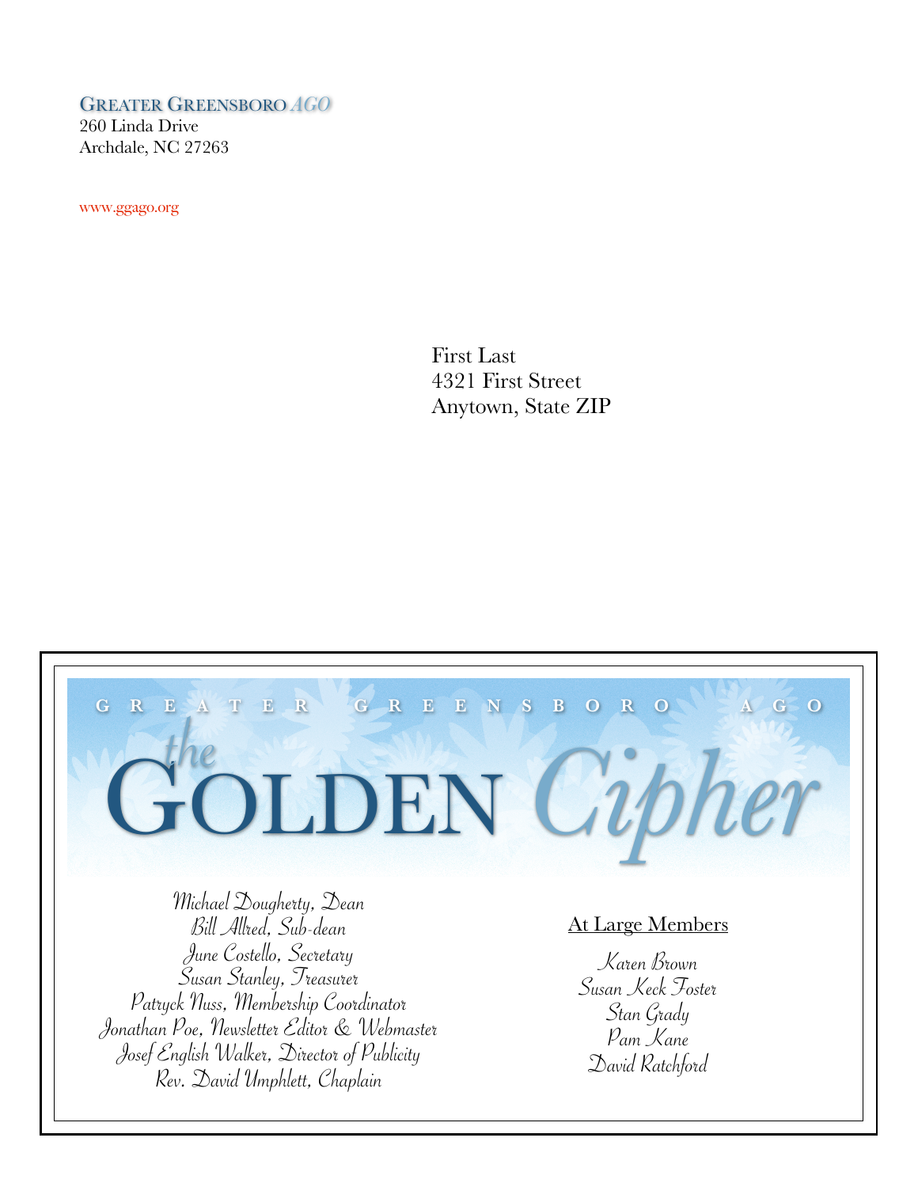GREATER GREENSBORO *AGO*
260 Linda Drive
Archdale, NC 27263

www.ggago.org

First Last
4321 First Street
Anytown, State ZIP

GREATER GREENSBORO AGO

# *the* GOLDEN *Cipher*

*Michael Dougherty, Dean*
*Bill Allred, Sub-dean*
*June Costello, Secretary*
*Susan Stanley, Treasurer*
*Patryck Nuss, Membership Coordinator*
*Jonathan Poe, Newsletter Editor & Webmaster*
*Josef English Walker, Director of Publicity*
*Rev. David Umphlett, Chaplain*

At Large Members

*Karen Brown*
*Susan Keck Foster*
*Stan Grady*
*Pam Kane*
*David Ratchford*